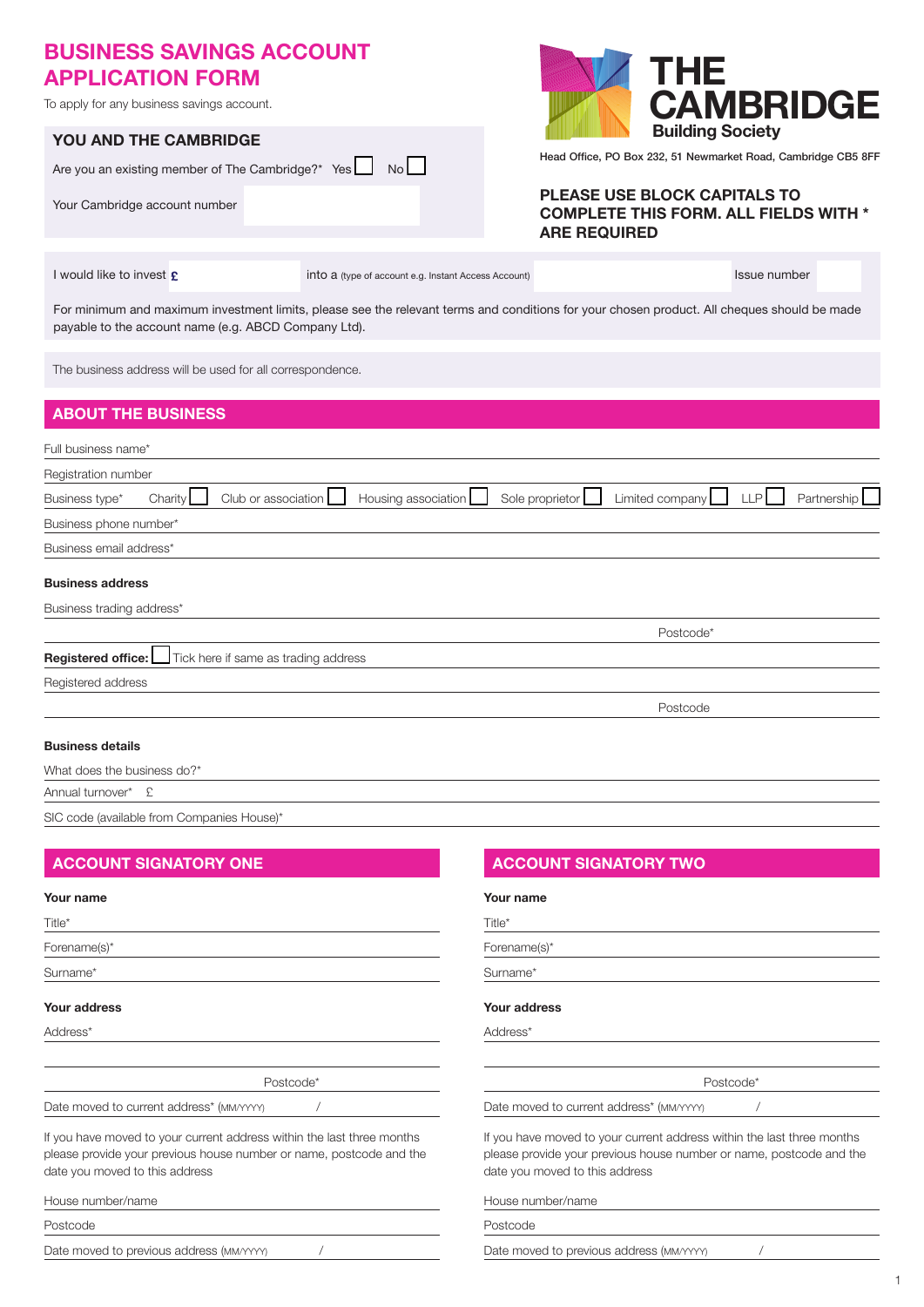# BUSINESS SAVINGS ACCOUNT APPLICATION FORM

To apply for any business savings account.

**THE CAMBRIDGE**
**Building Society**

Head Office, PO Box 232, 51 Newmarket Road, Cambridge CB5 8FF

**PLEASE USE BLOCK CAPITALS TO COMPLETE THIS FORM. ALL FIELDS WITH * ARE REQUIRED**

## YOU AND THE CAMBRIDGE

Are you an existing member of The Cambridge?* Yes ☐ No ☐

Your Cambridge account number

I would like to invest £ into a (type of account e.g. Instant Access Account) Issue number

For minimum and maximum investment limits, please see the relevant terms and conditions for your chosen product. All cheques should be made payable to the account name (e.g. ABCD Company Ltd).

The business address will be used for all correspondence.

## ABOUT THE BUSINESS

Full business name*

Registration number

Business type* Charity ☐ Club or association ☐ Housing association ☐ Sole proprietor ☐ Limited company ☐ LLP ☐ Partnership ☐

Business phone number*

Business email address*

**Business address**

Business trading address*

Postcode*

**Registered office:** ☐ Tick here if same as trading address

Registered address

Postcode

**Business details**

What does the business do?*

Annual turnover* £

SIC code (available from Companies House)*

## ACCOUNT SIGNATORY ONE

**Your name**

Title*

Forename(s)*

Surname*

**Your address**

Address*

Postcode*

Date moved to current address* (MM/YYYY) /

If you have moved to your current address within the last three months please provide your previous house number or name, postcode and the date you moved to this address

House number/name

Postcode

Date moved to previous address (MM/YYYY) /

## ACCOUNT SIGNATORY TWO

**Your name**

Title*

Forename(s)*

Surname*

**Your address**

Address*

Postcode*

Date moved to current address* (MM/YYYY) /

If you have moved to your current address within the last three months please provide your previous house number or name, postcode and the date you moved to this address

House number/name

Postcode

Date moved to previous address (MM/YYYY) /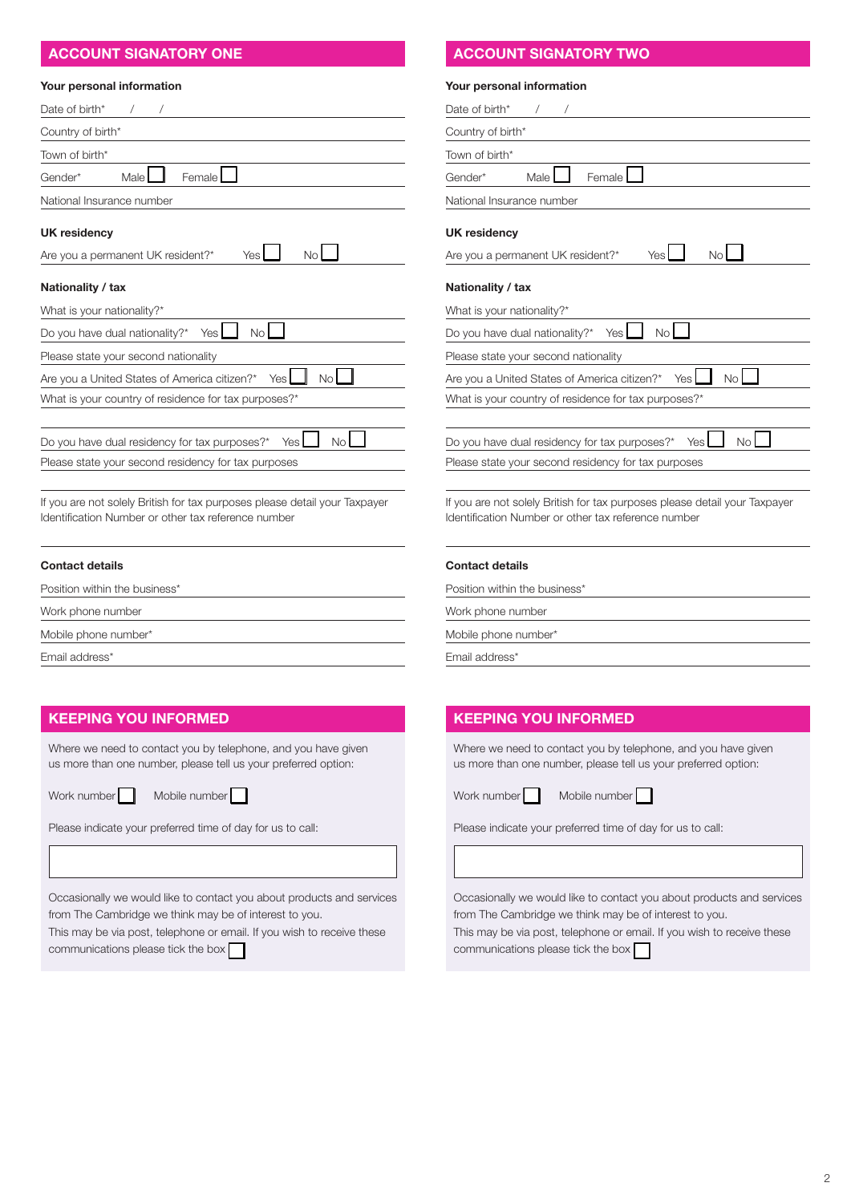## ACCOUNT SIGNATORY ONE

### Your personal information

Date of birth* / /

Country of birth*

Town of birth*

Gender* Male ☐ Female ☐

National Insurance number

### UK residency

Are you a permanent UK resident?* Yes ☐ No ☐

### Nationality / tax

What is your nationality?*

Do you have dual nationality?* Yes ☐ No ☐

Please state your second nationality

Are you a United States of America citizen?* Yes ☐ No ☐

What is your country of residence for tax purposes?*

Do you have dual residency for tax purposes?* Yes ☐ No ☐

Please state your second residency for tax purposes

If you are not solely British for tax purposes please detail your Taxpayer Identification Number or other tax reference number

### Contact details

Position within the business*

Work phone number

Mobile phone number*

Email address*

## KEEPING YOU INFORMED

Where we need to contact you by telephone, and you have given us more than one number, please tell us your preferred option:

Work number ☐ Mobile number ☐

Please indicate your preferred time of day for us to call:

Occasionally we would like to contact you about products and services from The Cambridge we think may be of interest to you.
This may be via post, telephone or email. If you wish to receive these communications please tick the box ☐

## ACCOUNT SIGNATORY TWO

### Your personal information

Date of birth* / /

Country of birth*

Town of birth*

Gender* Male ☐ Female ☐

National Insurance number

### UK residency

Are you a permanent UK resident?* Yes ☐ No ☐

### Nationality / tax

What is your nationality?*

Do you have dual nationality?* Yes ☐ No ☐

Please state your second nationality

Are you a United States of America citizen?* Yes ☐ No ☐

What is your country of residence for tax purposes?*

Do you have dual residency for tax purposes?* Yes ☐ No ☐

Please state your second residency for tax purposes

If you are not solely British for tax purposes please detail your Taxpayer Identification Number or other tax reference number

### Contact details

Position within the business*

Work phone number

Mobile phone number*

Email address*

## KEEPING YOU INFORMED

Where we need to contact you by telephone, and you have given us more than one number, please tell us your preferred option:

Work number ☐ Mobile number ☐

Please indicate your preferred time of day for us to call:

Occasionally we would like to contact you about products and services from The Cambridge we think may be of interest to you.
This may be via post, telephone or email. If you wish to receive these communications please tick the box ☐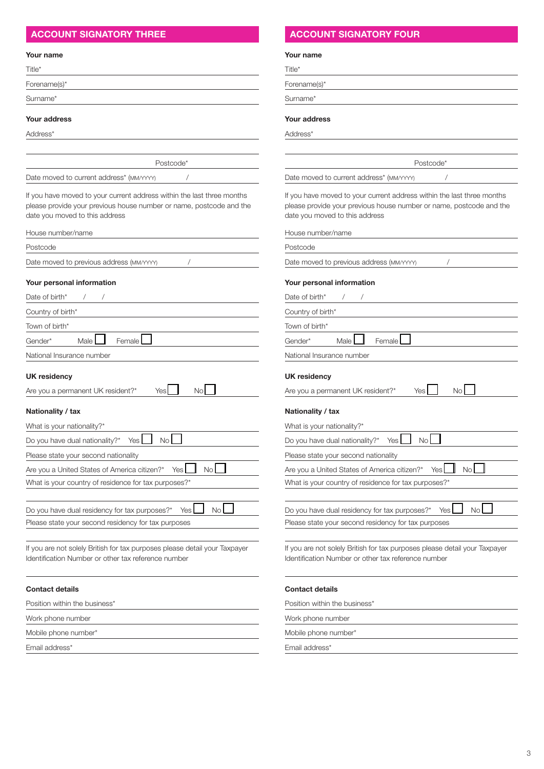## ACCOUNT SIGNATORY THREE

**Your name**

Title*

Forename(s)*

Surname*

**Your address**

Address*

Postcode*

Date moved to current address* (MM/YYYY) /

If you have moved to your current address within the last three months please provide your previous house number or name, postcode and the date you moved to this address

House number/name

Postcode

Date moved to previous address (MM/YYYY) /

**Your personal information**

Date of birth* / /

Country of birth*

Town of birth*

Gender* Male ☐ Female ☐

National Insurance number

**UK residency**

Are you a permanent UK resident?* Yes ☐ No ☐

**Nationality / tax**

What is your nationality?*

Do you have dual nationality?* Yes ☐ No ☐

Please state your second nationality

Are you a United States of America citizen?* Yes ☐ No ☐

What is your country of residence for tax purposes?*

Do you have dual residency for tax purposes?* Yes ☐ No ☐

Please state your second residency for tax purposes

If you are not solely British for tax purposes please detail your Taxpayer Identification Number or other tax reference number

**Contact details**

Position within the business*

Work phone number

Mobile phone number*

Email address*

## ACCOUNT SIGNATORY FOUR

**Your name**

Title*

Forename(s)*

Surname*

**Your address**

Address*

Postcode*

Date moved to current address* (MM/YYYY) /

If you have moved to your current address within the last three months please provide your previous house number or name, postcode and the date you moved to this address

House number/name

Postcode

Date moved to previous address (MM/YYYY) /

**Your personal information**

Date of birth* / /

Country of birth*

Town of birth*

Gender* Male ☐ Female ☐

National Insurance number

**UK residency**

Are you a permanent UK resident?* Yes ☐ No ☐

**Nationality / tax**

What is your nationality?*

Do you have dual nationality?* Yes ☐ No ☐

Please state your second nationality

Are you a United States of America citizen?* Yes ☐ No ☐

What is your country of residence for tax purposes?*

Do you have dual residency for tax purposes?* Yes ☐ No ☐

Please state your second residency for tax purposes

If you are not solely British for tax purposes please detail your Taxpayer Identification Number or other tax reference number

**Contact details**

Position within the business*

Work phone number

Mobile phone number*

Email address*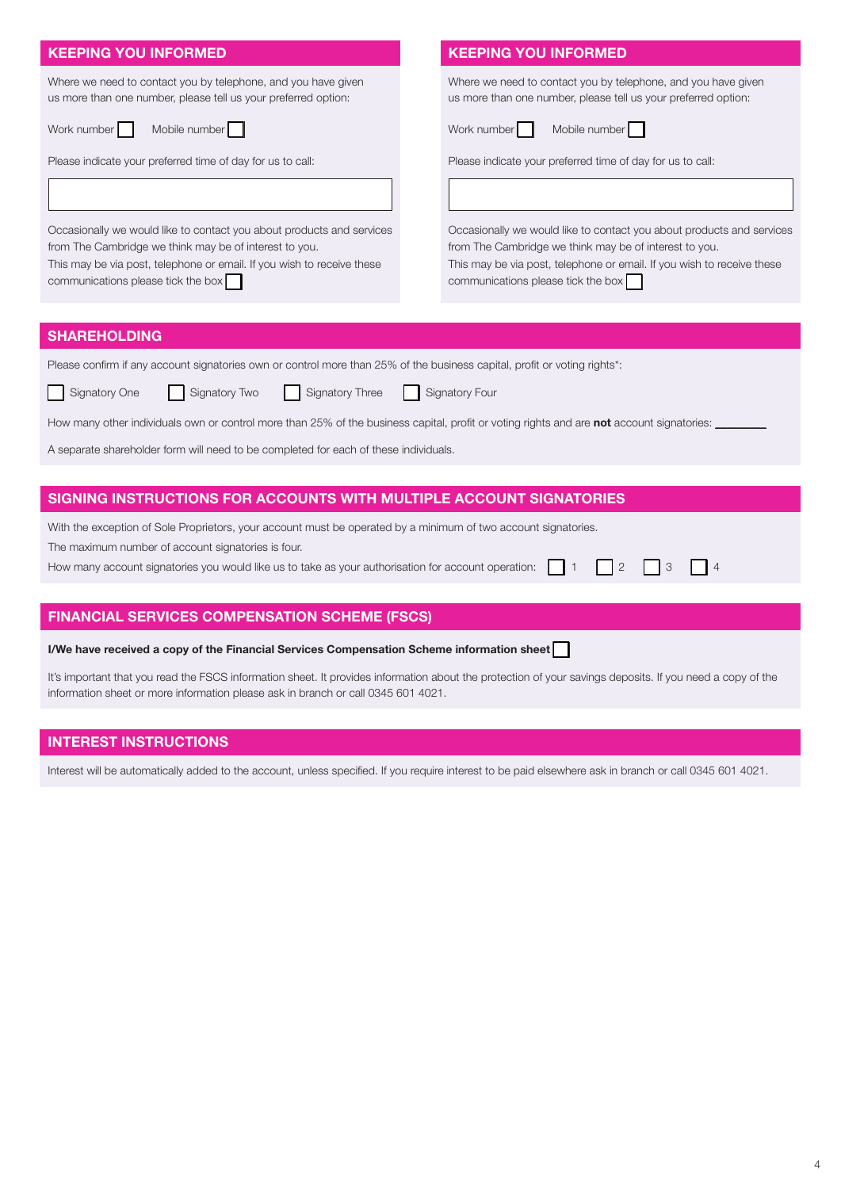## KEEPING YOU INFORMED

Where we need to contact you by telephone, and you have given us more than one number, please tell us your preferred option:

Work number ☐ Mobile number ☐

Please indicate your preferred time of day for us to call:

Occasionally we would like to contact you about products and services from The Cambridge we think may be of interest to you.
This may be via post, telephone or email. If you wish to receive these communications please tick the box ☐

## KEEPING YOU INFORMED

Where we need to contact you by telephone, and you have given us more than one number, please tell us your preferred option:

Work number ☐ Mobile number ☐

Please indicate your preferred time of day for us to call:

Occasionally we would like to contact you about products and services from The Cambridge we think may be of interest to you.
This may be via post, telephone or email. If you wish to receive these communications please tick the box ☐

## SHAREHOLDING

Please confirm if any account signatories own or control more than 25% of the business capital, profit or voting rights*:

☐ Signatory One ☐ Signatory Two ☐ Signatory Three ☐ Signatory Four

How many other individuals own or control more than 25% of the business capital, profit or voting rights and are **not** account signatories: ________

A separate shareholder form will need to be completed for each of these individuals.

## SIGNING INSTRUCTIONS FOR ACCOUNTS WITH MULTIPLE ACCOUNT SIGNATORIES

With the exception of Sole Proprietors, your account must be operated by a minimum of two account signatories.
The maximum number of account signatories is four.
How many account signatories you would like us to take as your authorisation for account operation: ☐ 1 ☐ 2 ☐ 3 ☐ 4

## FINANCIAL SERVICES COMPENSATION SCHEME (FSCS)

**I/We have received a copy of the Financial Services Compensation Scheme information sheet** ☐

It's important that you read the FSCS information sheet. It provides information about the protection of your savings deposits. If you need a copy of the information sheet or more information please ask in branch or call 0345 601 4021.

## INTEREST INSTRUCTIONS

Interest will be automatically added to the account, unless specified. If you require interest to be paid elsewhere ask in branch or call 0345 601 4021.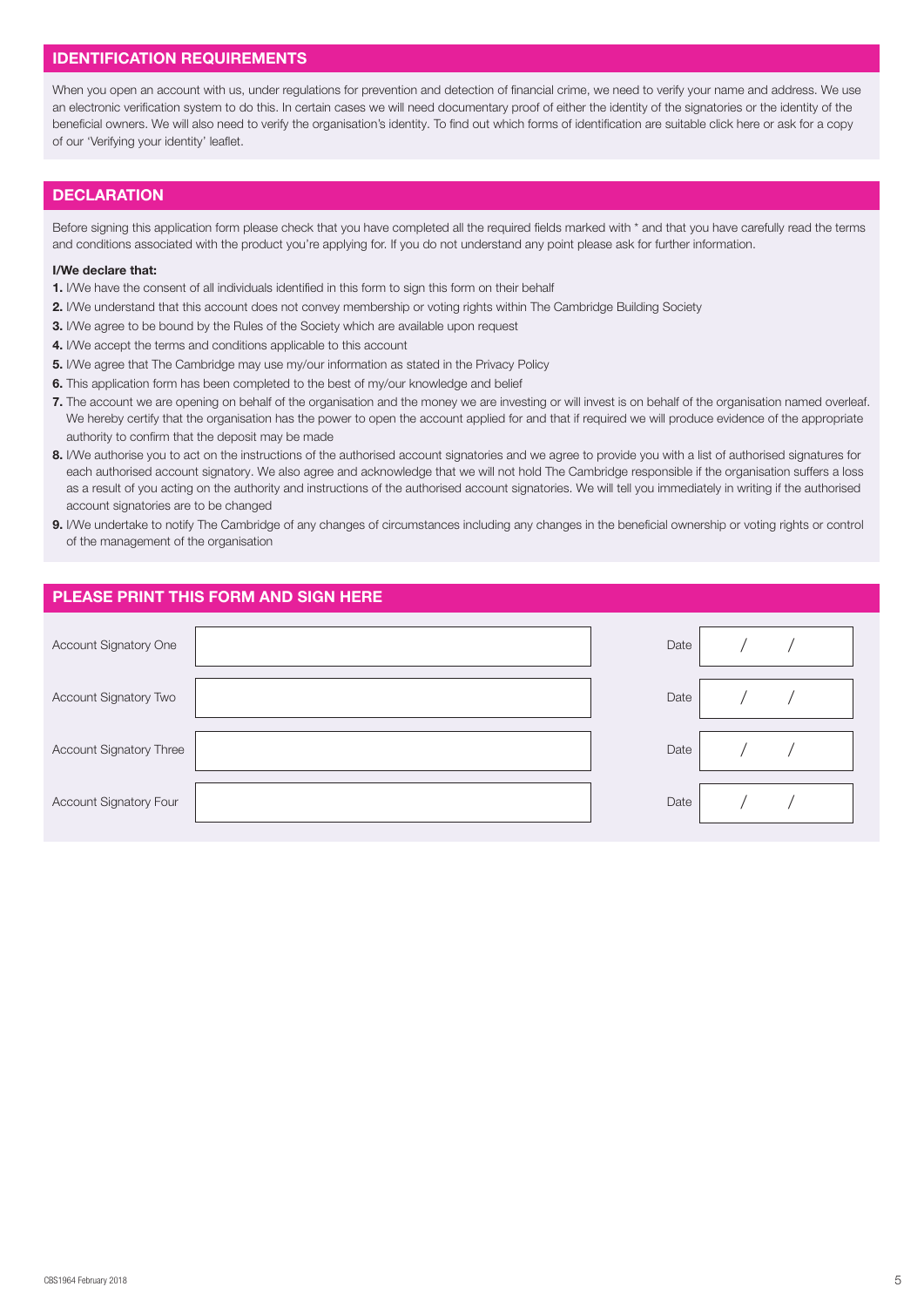## IDENTIFICATION REQUIREMENTS

When you open an account with us, under regulations for prevention and detection of financial crime, we need to verify your name and address. We use an electronic verification system to do this. In certain cases we will need documentary proof of either the identity of the signatories or the identity of the beneficial owners. We will also need to verify the organisation's identity. To find out which forms of identification are suitable click here or ask for a copy of our 'Verifying your identity' leaflet.

## DECLARATION

Before signing this application form please check that you have completed all the required fields marked with * and that you have carefully read the terms and conditions associated with the product you're applying for. If you do not understand any point please ask for further information.

**I/We declare that:**

1. I/We have the consent of all individuals identified in this form to sign this form on their behalf
2. I/We understand that this account does not convey membership or voting rights within The Cambridge Building Society
3. I/We agree to be bound by the Rules of the Society which are available upon request
4. I/We accept the terms and conditions applicable to this account
5. I/We agree that The Cambridge may use my/our information as stated in the Privacy Policy
6. This application form has been completed to the best of my/our knowledge and belief
7. The account we are opening on behalf of the organisation and the money we are investing or will invest is on behalf of the organisation named overleaf. We hereby certify that the organisation has the power to open the account applied for and that if required we will produce evidence of the appropriate authority to confirm that the deposit may be made
8. I/We authorise you to act on the instructions of the authorised account signatories and we agree to provide you with a list of authorised signatures for each authorised account signatory. We also agree and acknowledge that we will not hold The Cambridge responsible if the organisation suffers a loss as a result of you acting on the authority and instructions of the authorised account signatories. We will tell you immediately in writing if the authorised account signatories are to be changed
9. I/We undertake to notify The Cambridge of any changes of circumstances including any changes in the beneficial ownership or voting rights or control of the management of the organisation

## PLEASE PRINT THIS FORM AND SIGN HERE

| | | | |
|---|---|---|---|
| Account Signatory One | | Date | / / |
| Account Signatory Two | | Date | / / |
| Account Signatory Three | | Date | / / |
| Account Signatory Four | | Date | / / |

CBS1964 February 2018